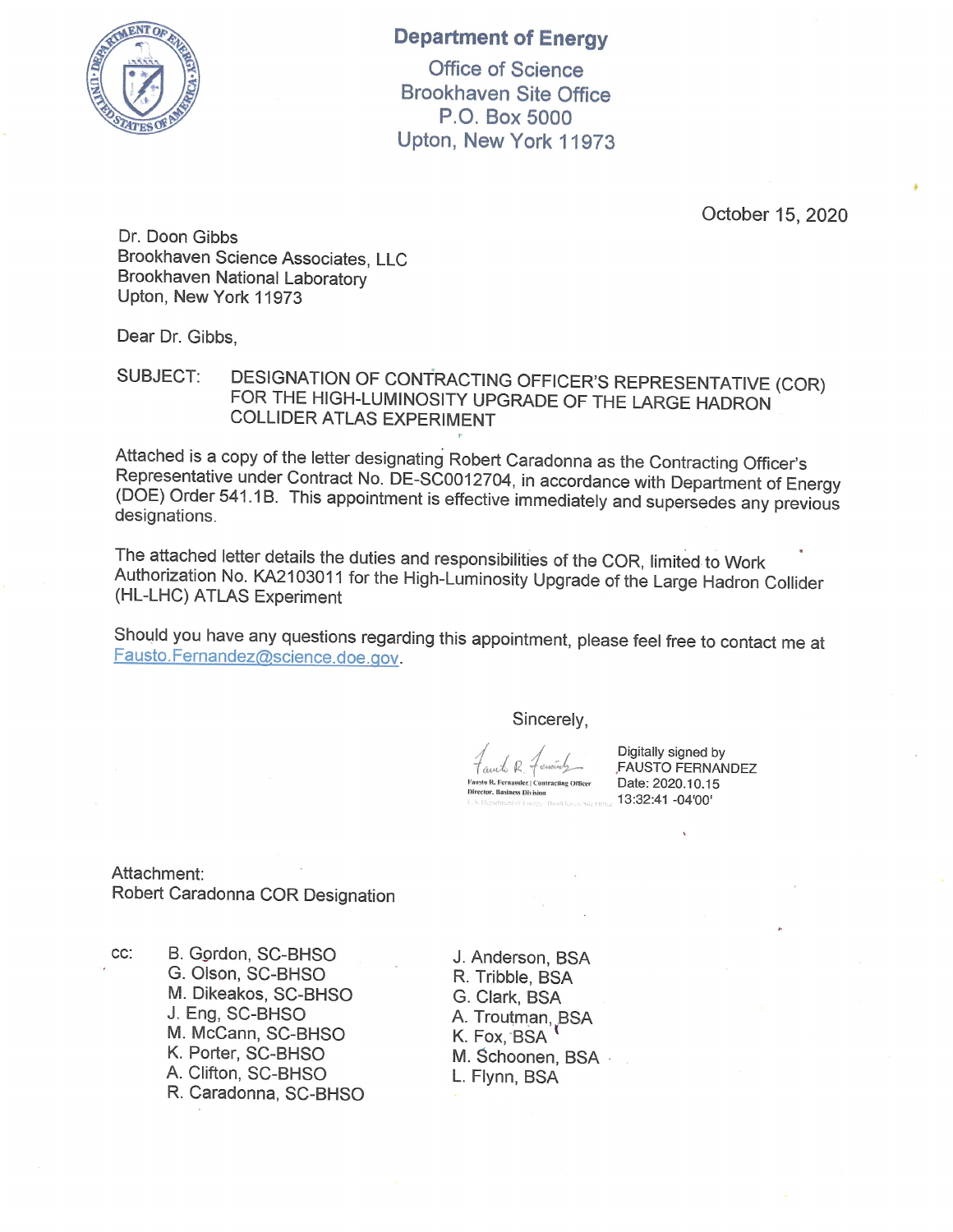**Department of Energy**
Office of Science
Brookhaven Site Office
P.O. Box 5000
Upton, New York 11973

October 15, 2020

Dr. Doon Gibbs
Brookhaven Science Associates, LLC
Brookhaven National Laboratory
Upton, New York 11973

Dear Dr. Gibbs,

SUBJECT: DESIGNATION OF CONTRACTING OFFICER'S REPRESENTATIVE (COR) FOR THE HIGH-LUMINOSITY UPGRADE OF THE LARGE HADRON COLLIDER ATLAS EXPERIMENT

Attached is a copy of the letter designating Robert Caradonna as the Contracting Officer's Representative under Contract No. DE-SC0012704, in accordance with Department of Energy (DOE) Order 541.1B. This appointment is effective immediately and supersedes any previous designations.

The attached letter details the duties and responsibilities of the COR, limited to Work Authorization No. KA2103011 for the High-Luminosity Upgrade of the Large Hadron Collider (HL-LHC) ATLAS Experiment

Should you have any questions regarding this appointment, please feel free to contact me at Fausto.Fernandez@science.doe.gov.

Sincerely,

Fausto R. Fernandez | Contracting Officer
Director, Business Division
U.S. Department of Energy - Brookhaven Site Office

Digitally signed by FAUSTO FERNANDEZ
Date: 2020.10.15 13:32:41 -04'00'

Attachment:
Robert Caradonna COR Designation

cc:
B. Gordon, SC-BHSO
G. Olson, SC-BHSO
M. Dikeakos, SC-BHSO
J. Eng, SC-BHSO
M. McCann, SC-BHSO
K. Porter, SC-BHSO
A. Clifton, SC-BHSO
R. Caradonna, SC-BHSO
J. Anderson, BSA
R. Tribble, BSA
G. Clark, BSA
A. Troutman, BSA
K. Fox, BSA
M. Schoonen, BSA
L. Flynn, BSA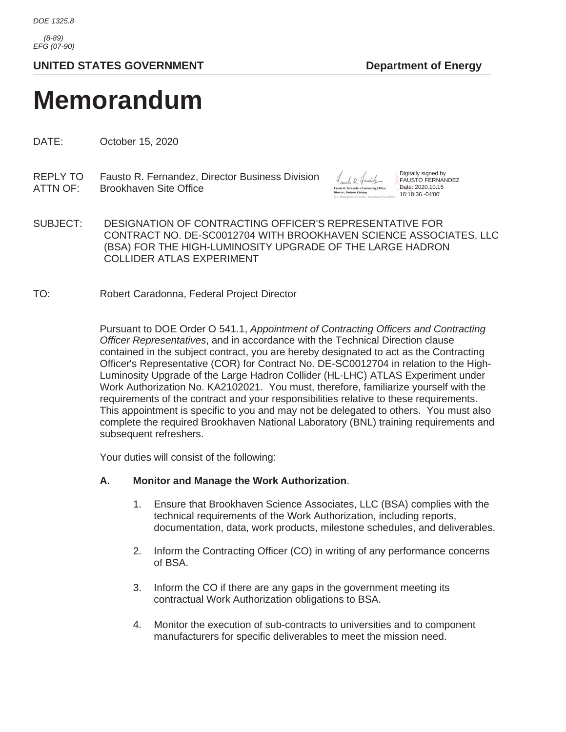DOE 1325.8

(8-89)
EFG (07-90)

**UNITED STATES GOVERNMENT** **Department of Energy**

# Memorandum

DATE: October 15, 2020

REPLY TO ATTN OF: Fausto R. Fernandez, Director Business Division
Brookhaven Site Office

Digitally signed by FAUSTO FERNANDEZ
Date: 2020.10.15 16:18:36 -04'00'

SUBJECT: DESIGNATION OF CONTRACTING OFFICER'S REPRESENTATIVE FOR CONTRACT NO. DE-SC0012704 WITH BROOKHAVEN SCIENCE ASSOCIATES, LLC (BSA) FOR THE HIGH-LUMINOSITY UPGRADE OF THE LARGE HADRON COLLIDER ATLAS EXPERIMENT

TO: Robert Caradonna, Federal Project Director

Pursuant to DOE Order O 541.1, *Appointment of Contracting Officers and Contracting Officer Representatives*, and in accordance with the Technical Direction clause contained in the subject contract, you are hereby designated to act as the Contracting Officer's Representative (COR) for Contract No. DE-SC0012704 in relation to the High-Luminosity Upgrade of the Large Hadron Collider (HL-LHC) ATLAS Experiment under Work Authorization No. KA2102021. You must, therefore, familiarize yourself with the requirements of the contract and your responsibilities relative to these requirements. This appointment is specific to you and may not be delegated to others. You must also complete the required Brookhaven National Laboratory (BNL) training requirements and subsequent refreshers.

Your duties will consist of the following:

**A. Monitor and Manage the Work Authorization**.

1. Ensure that Brookhaven Science Associates, LLC (BSA) complies with the technical requirements of the Work Authorization, including reports, documentation, data, work products, milestone schedules, and deliverables.

2. Inform the Contracting Officer (CO) in writing of any performance concerns of BSA.

3. Inform the CO if there are any gaps in the government meeting its contractual Work Authorization obligations to BSA.

4. Monitor the execution of sub-contracts to universities and to component manufacturers for specific deliverables to meet the mission need.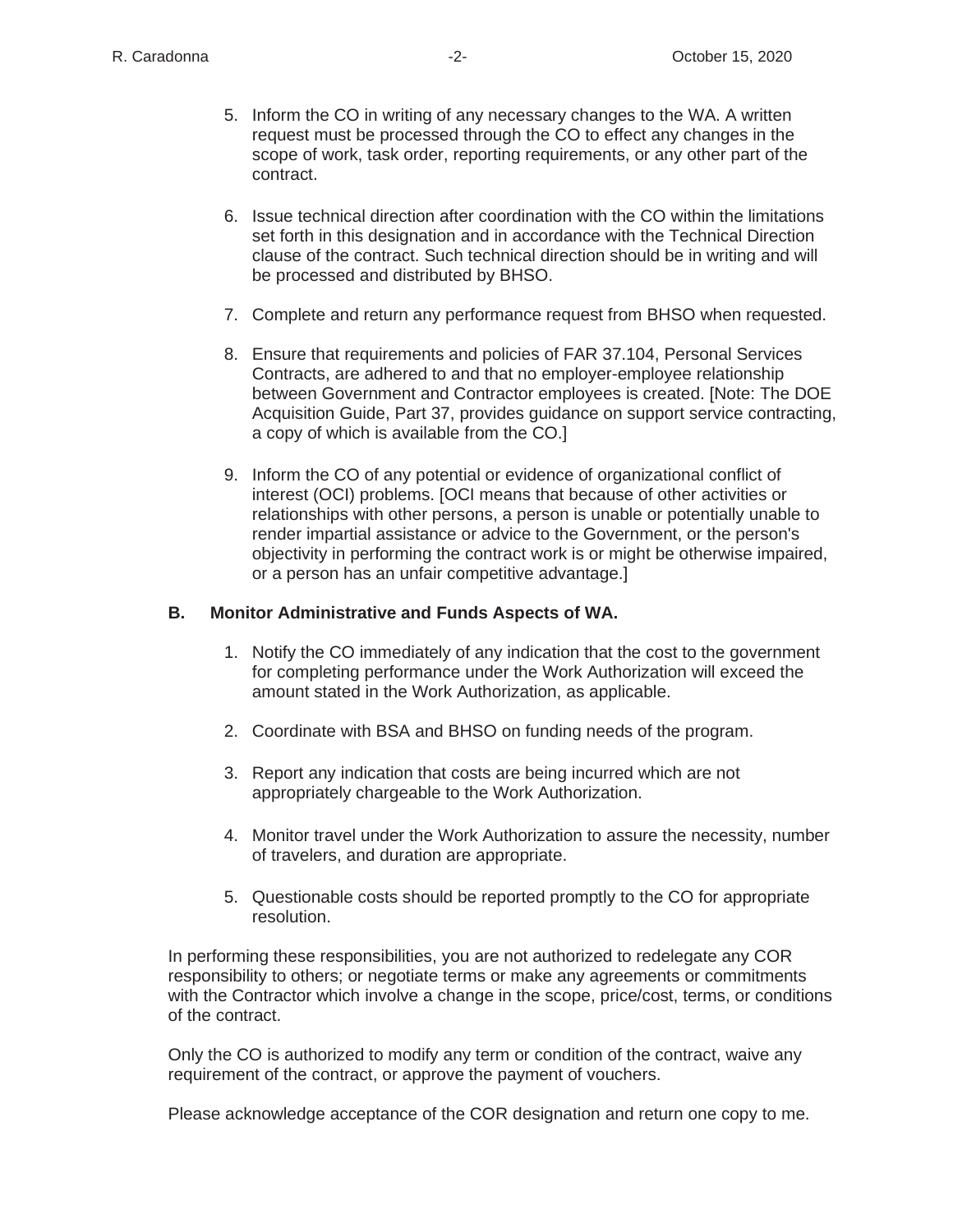5. Inform the CO in writing of any necessary changes to the WA. A written request must be processed through the CO to effect any changes in the scope of work, task order, reporting requirements, or any other part of the contract.

6. Issue technical direction after coordination with the CO within the limitations set forth in this designation and in accordance with the Technical Direction clause of the contract. Such technical direction should be in writing and will be processed and distributed by BHSO.

7. Complete and return any performance request from BHSO when requested.

8. Ensure that requirements and policies of FAR 37.104, Personal Services Contracts, are adhered to and that no employer-employee relationship between Government and Contractor employees is created. [Note: The DOE Acquisition Guide, Part 37, provides guidance on support service contracting, a copy of which is available from the CO.]

9. Inform the CO of any potential or evidence of organizational conflict of interest (OCI) problems. [OCI means that because of other activities or relationships with other persons, a person is unable or potentially unable to render impartial assistance or advice to the Government, or the person's objectivity in performing the contract work is or might be otherwise impaired, or a person has an unfair competitive advantage.]

**B. Monitor Administrative and Funds Aspects of WA.**

1. Notify the CO immediately of any indication that the cost to the government for completing performance under the Work Authorization will exceed the amount stated in the Work Authorization, as applicable.

2. Coordinate with BSA and BHSO on funding needs of the program.

3. Report any indication that costs are being incurred which are not appropriately chargeable to the Work Authorization.

4. Monitor travel under the Work Authorization to assure the necessity, number of travelers, and duration are appropriate.

5. Questionable costs should be reported promptly to the CO for appropriate resolution.

In performing these responsibilities, you are not authorized to redelegate any COR responsibility to others; or negotiate terms or make any agreements or commitments with the Contractor which involve a change in the scope, price/cost, terms, or conditions of the contract.

Only the CO is authorized to modify any term or condition of the contract, waive any requirement of the contract, or approve the payment of vouchers.

Please acknowledge acceptance of the COR designation and return one copy to me.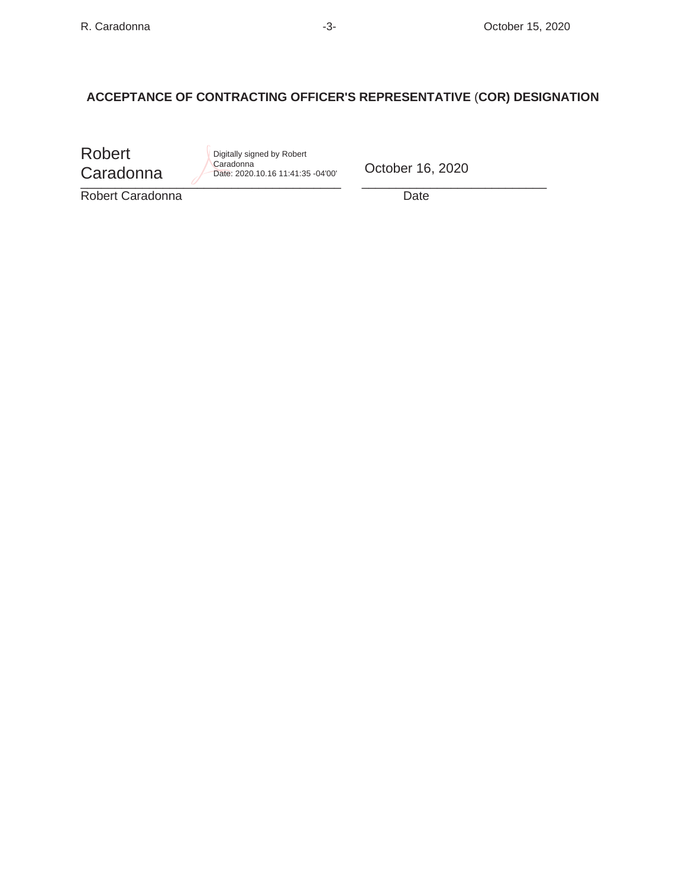**ACCEPTANCE OF CONTRACTING OFFICER'S REPRESENTATIVE (COR) DESIGNATION**

Robert Caradonna — Digitally signed by Robert Caradonna Date: 2020.10.16 11:41:35 -04'00'

October 16, 2020

_______________________________________ ___________________________

Robert Caradonna                                                  Date